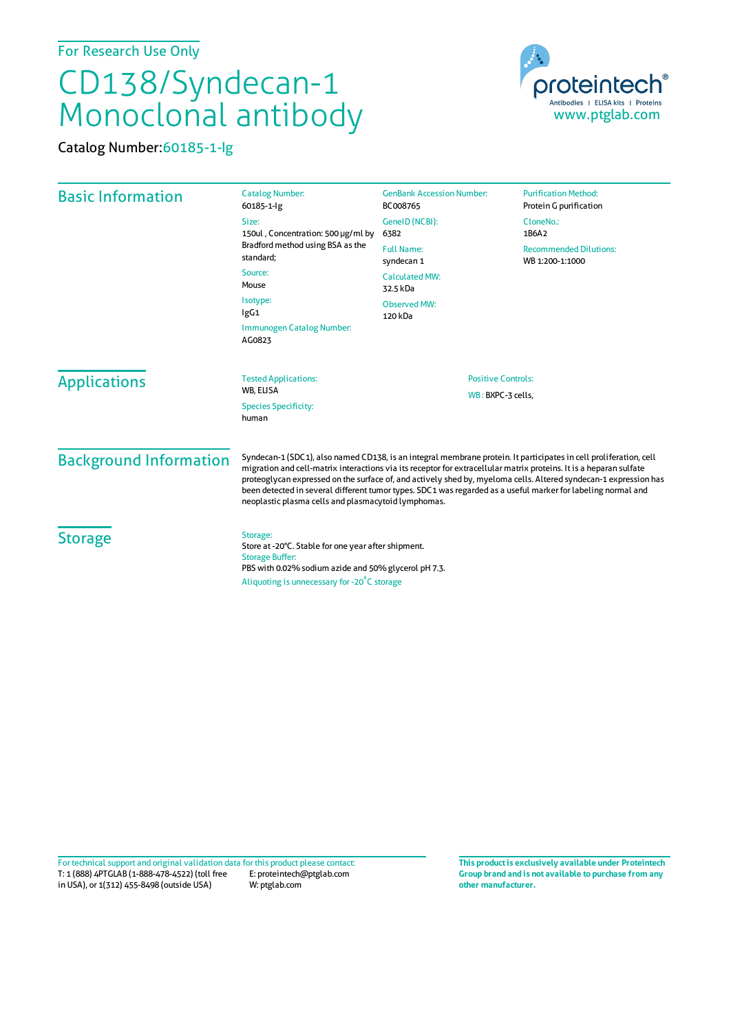For Research Use Only

# CD138/Syndecan-1 Monoclonal antibody

Catalog Number: 60185-1-Ig

proteintech®
Antibodies | ELISA kits | Proteins
www.ptglab.com

## Basic Information

Catalog Number:
60185-1-Ig

Size:
150ul , Concentration: 500 μg/ml by Bradford method using BSA as the standard;

Source:
Mouse

Isotype:
IgG1

Immunogen Catalog Number:
AG0823

GenBank Accession Number:
BC008765

GeneID (NCBI):
6382

Full Name:
syndecan 1

Calculated MW:
32.5 kDa

Observed MW:
120 kDa

Purification Method:
Protein G purification

CloneNo.:
1B6A2

Recommended Dilutions:
WB 1:200-1:1000

## Applications

Tested Applications:
WB, ELISA

Species Specificity:
human

Positive Controls:
WB : BXPC-3 cells,

## Background Information

Syndecan-1 (SDC1), also named CD138, is an integral membrane protein. It participates in cell proliferation, cell migration and cell-matrix interactions via its receptor for extracellular matrix proteins. It is a heparan sulfate proteoglycan expressed on the surface of, and actively shed by, myeloma cells. Altered syndecan-1 expression has been detected in several different tumor types. SDC1 was regarded as a useful marker for labeling normal and neoplastic plasma cells and plasmacytoid lymphomas.

## Storage

Storage:
Store at -20°C. Stable for one year after shipment.

Storage Buffer:
PBS with 0.02% sodium azide and 50% glycerol pH 7.3.

Aliquoting is unnecessary for -20°C storage

For technical support and original validation data for this product please contact:
T: 1 (888) 4PTGLAB (1-888-478-4522) (toll free in USA), or 1(312) 455-8498 (outside USA)
E: proteintech@ptglab.com
W: ptglab.com

**This product is exclusively available under Proteintech Group brand and is not available to purchase from any other manufacturer.**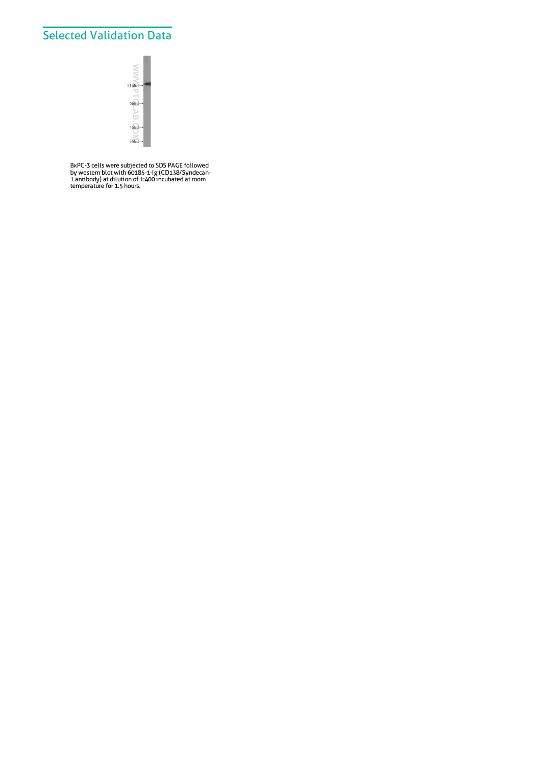## Selected Validation Data

116kd
66kd
45kd
35kd

BxPC-3 cells were subjected to SDS PAGE followed by western blot with 60185-1-Ig (CD138/Syndecan-1 antibody) at dilution of 1:400 incubated at room temperature for 1.5 hours.